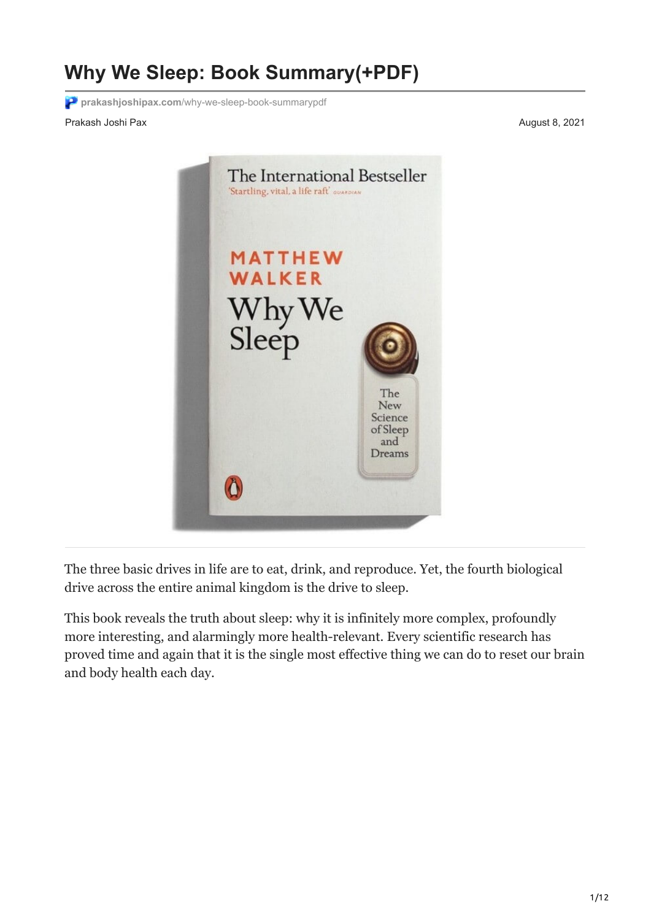# Why We Sleep: Book Summary(+PDF)

prakashjoshipax.com/why-we-sleep-book-summarypdf

Prakash Joshi Pax

August 8, 2021

The three basic drives in life are to eat, drink, and reproduce. Yet, the fourth biological drive across the entire animal kingdom is the drive to sleep.

This book reveals the truth about sleep: why it is infinitely more complex, profoundly more interesting, and alarmingly more health-relevant. Every scientific research has proved time and again that it is the single most effective thing we can do to reset our brain and body health each day.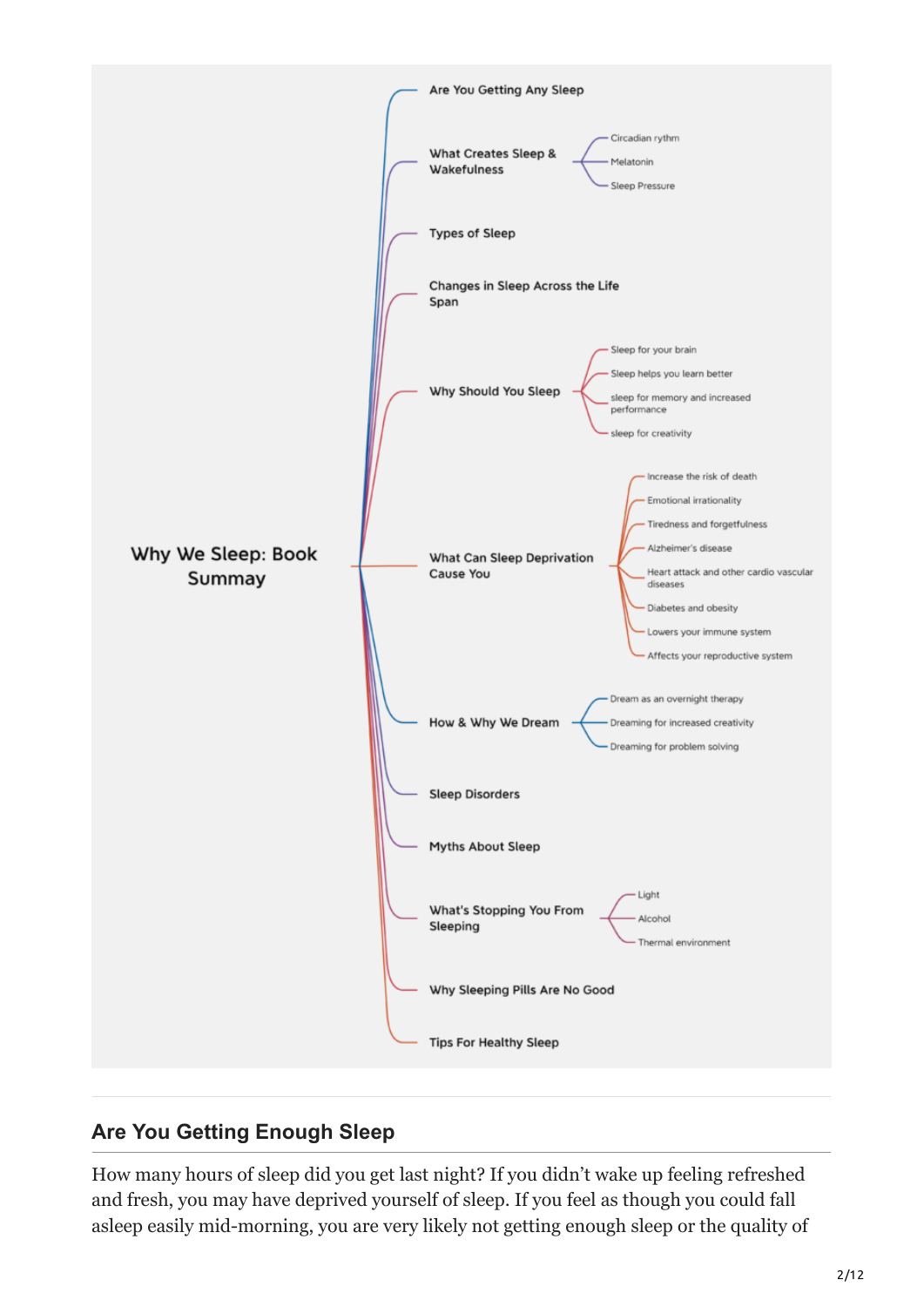Why We Sleep: Book Summay

- Are You Getting Any Sleep
- What Creates Sleep & Wakefulness
  - Circadian rythm
  - Melatonin
  - Sleep Pressure
- Types of Sleep
- Changes in Sleep Across the Life Span
- Why Should You Sleep
  - Sleep for your brain
  - Sleep helps you learn better
  - sleep for memory and increased performance
  - sleep for creativity
- What Can Sleep Deprivation Cause You
  - Increase the risk of death
  - Emotional irrationality
  - Tiredness and forgetfulness
  - Alzheimer's disease
  - Heart attack and other cardio vascular diseases
  - Diabetes and obesity
  - Lowers your immune system
  - Affects your reproductive system
- How & Why We Dream
  - Dream as an overnight therapy
  - Dreaming for increased creativity
  - Dreaming for problem solving
- Sleep Disorders
- Myths About Sleep
- What's Stopping You From Sleeping
  - Light
  - Alcohol
  - Thermal environment
- Why Sleeping Pills Are No Good
- Tips For Healthy Sleep

## Are You Getting Enough Sleep

How many hours of sleep did you get last night? If you didn't wake up feeling refreshed and fresh, you may have deprived yourself of sleep. If you feel as though you could fall asleep easily mid-morning, you are very likely not getting enough sleep or the quality of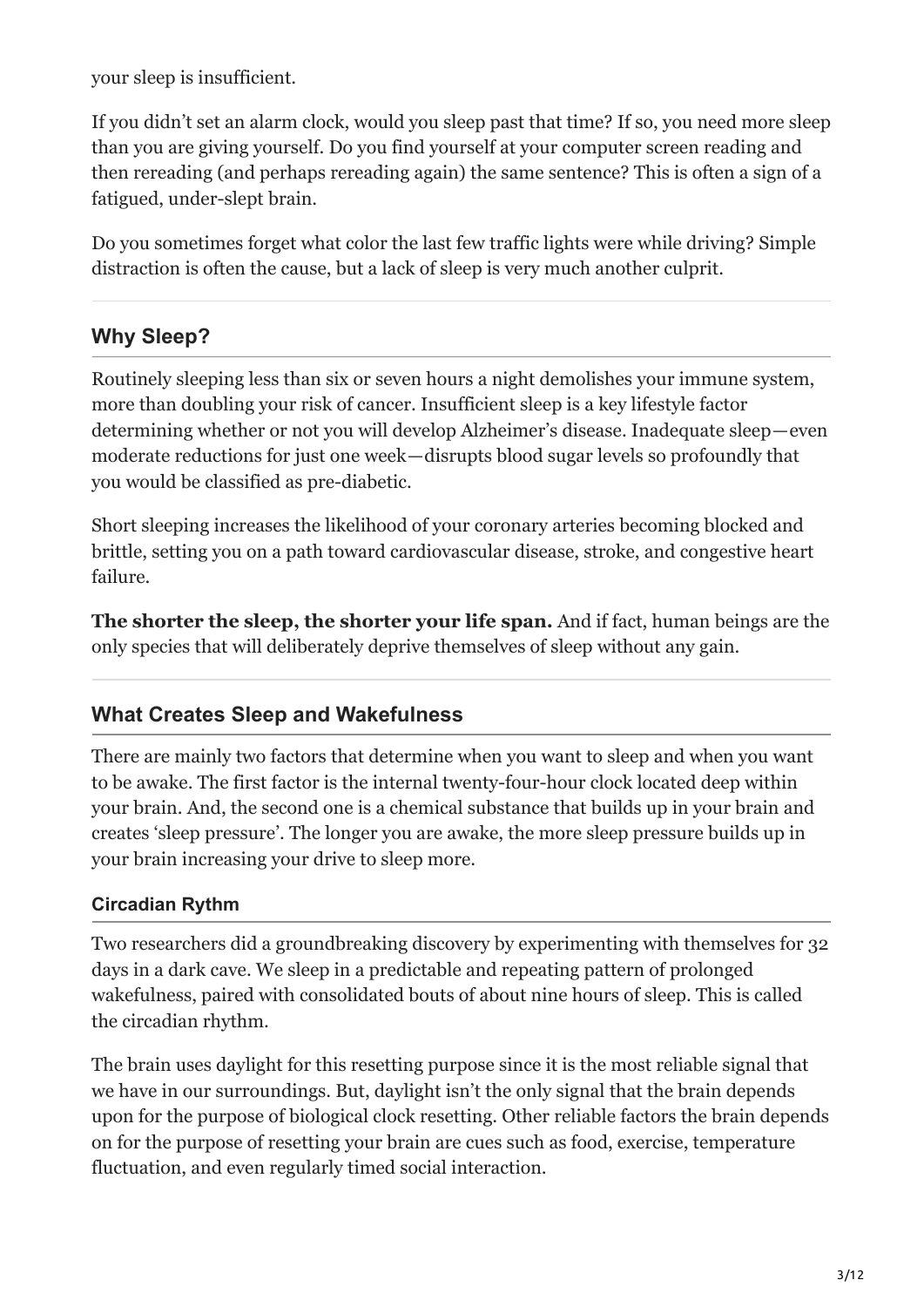your sleep is insufficient.

If you didn't set an alarm clock, would you sleep past that time? If so, you need more sleep than you are giving yourself. Do you find yourself at your computer screen reading and then rereading (and perhaps rereading again) the same sentence? This is often a sign of a fatigued, under-slept brain.

Do you sometimes forget what color the last few traffic lights were while driving? Simple distraction is often the cause, but a lack of sleep is very much another culprit.

## Why Sleep?

Routinely sleeping less than six or seven hours a night demolishes your immune system, more than doubling your risk of cancer. Insufficient sleep is a key lifestyle factor determining whether or not you will develop Alzheimer's disease. Inadequate sleep—even moderate reductions for just one week—disrupts blood sugar levels so profoundly that you would be classified as pre-diabetic.

Short sleeping increases the likelihood of your coronary arteries becoming blocked and brittle, setting you on a path toward cardiovascular disease, stroke, and congestive heart failure.

**The shorter the sleep, the shorter your life span.** And if fact, human beings are the only species that will deliberately deprive themselves of sleep without any gain.

## What Creates Sleep and Wakefulness

There are mainly two factors that determine when you want to sleep and when you want to be awake. The first factor is the internal twenty-four-hour clock located deep within your brain. And, the second one is a chemical substance that builds up in your brain and creates 'sleep pressure'. The longer you are awake, the more sleep pressure builds up in your brain increasing your drive to sleep more.

### Circadian Rythm

Two researchers did a groundbreaking discovery by experimenting with themselves for 32 days in a dark cave. We sleep in a predictable and repeating pattern of prolonged wakefulness, paired with consolidated bouts of about nine hours of sleep. This is called the circadian rhythm.

The brain uses daylight for this resetting purpose since it is the most reliable signal that we have in our surroundings. But, daylight isn't the only signal that the brain depends upon for the purpose of biological clock resetting. Other reliable factors the brain depends on for the purpose of resetting your brain are cues such as food, exercise, temperature fluctuation, and even regularly timed social interaction.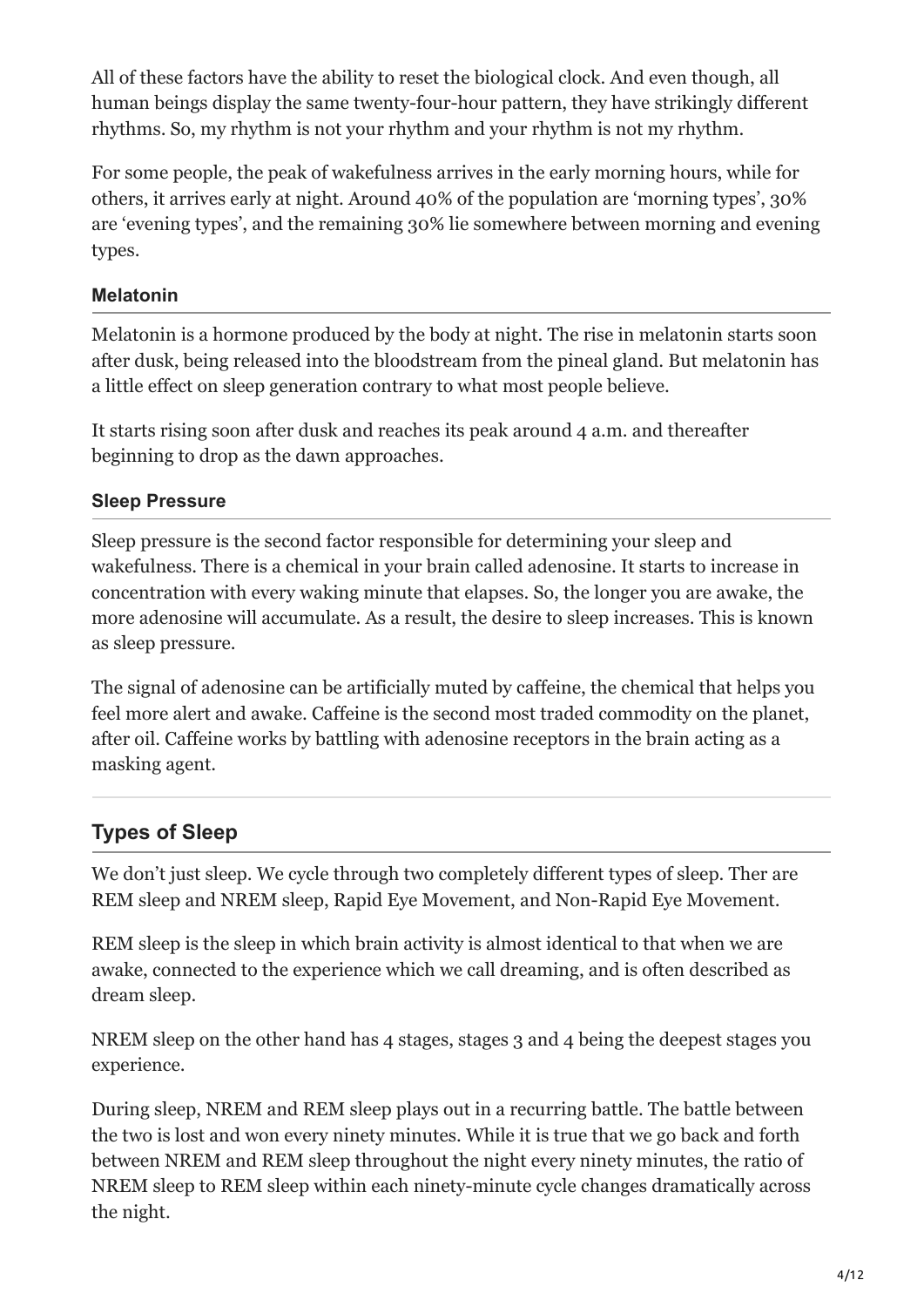All of these factors have the ability to reset the biological clock. And even though, all human beings display the same twenty-four-hour pattern, they have strikingly different rhythms. So, my rhythm is not your rhythm and your rhythm is not my rhythm.

For some people, the peak of wakefulness arrives in the early morning hours, while for others, it arrives early at night. Around 40% of the population are 'morning types', 30% are 'evening types', and the remaining 30% lie somewhere between morning and evening types.

### Melatonin

Melatonin is a hormone produced by the body at night. The rise in melatonin starts soon after dusk, being released into the bloodstream from the pineal gland. But melatonin has a little effect on sleep generation contrary to what most people believe.

It starts rising soon after dusk and reaches its peak around 4 a.m. and thereafter beginning to drop as the dawn approaches.

### Sleep Pressure

Sleep pressure is the second factor responsible for determining your sleep and wakefulness. There is a chemical in your brain called adenosine. It starts to increase in concentration with every waking minute that elapses. So, the longer you are awake, the more adenosine will accumulate. As a result, the desire to sleep increases. This is known as sleep pressure.

The signal of adenosine can be artificially muted by caffeine, the chemical that helps you feel more alert and awake. Caffeine is the second most traded commodity on the planet, after oil. Caffeine works by battling with adenosine receptors in the brain acting as a masking agent.

## Types of Sleep

We don't just sleep. We cycle through two completely different types of sleep. Ther are REM sleep and NREM sleep, Rapid Eye Movement, and Non-Rapid Eye Movement.

REM sleep is the sleep in which brain activity is almost identical to that when we are awake, connected to the experience which we call dreaming, and is often described as dream sleep.

NREM sleep on the other hand has 4 stages, stages 3 and 4 being the deepest stages you experience.

During sleep, NREM and REM sleep plays out in a recurring battle. The battle between the two is lost and won every ninety minutes. While it is true that we go back and forth between NREM and REM sleep throughout the night every ninety minutes, the ratio of NREM sleep to REM sleep within each ninety-minute cycle changes dramatically across the night.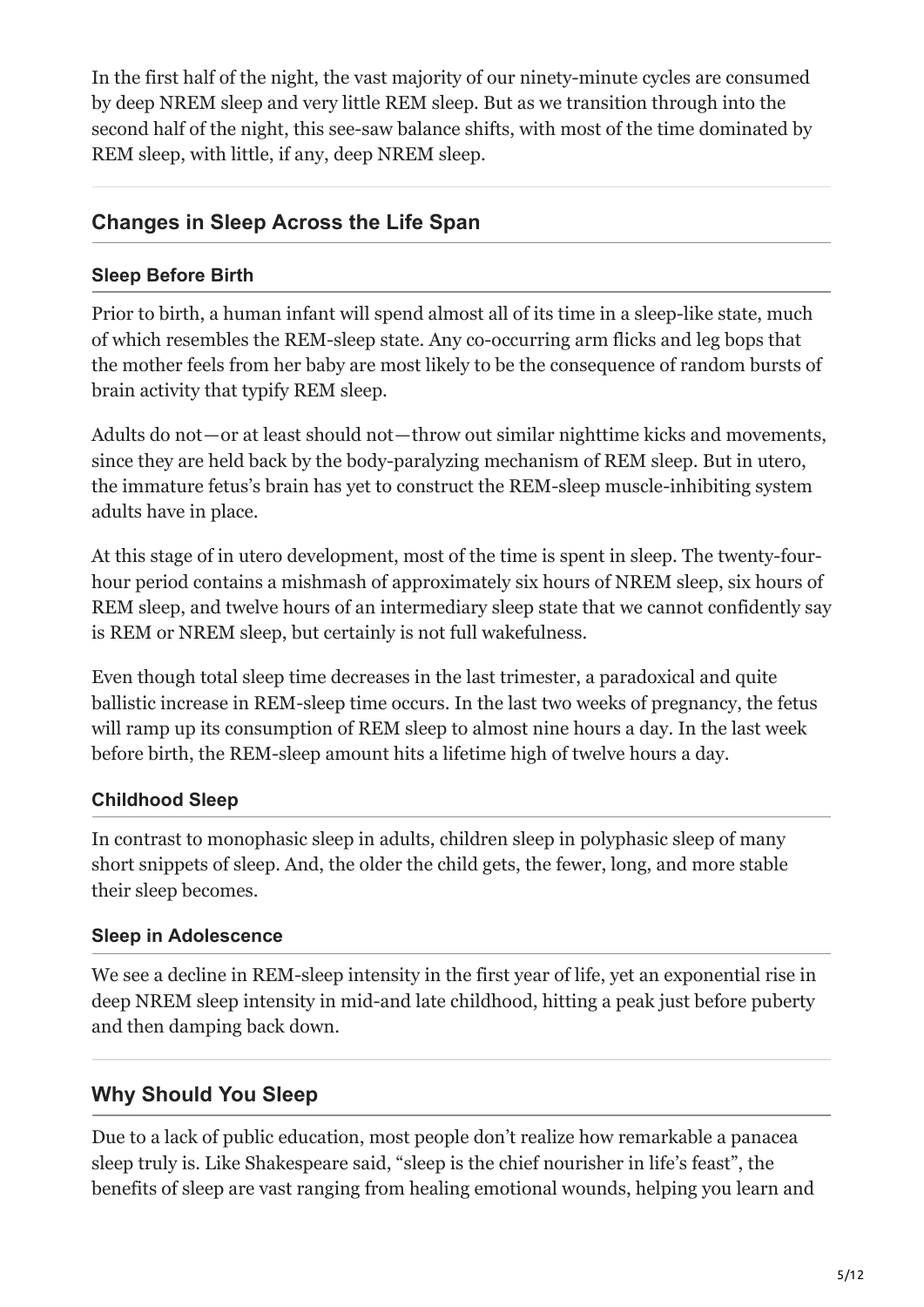In the first half of the night, the vast majority of our ninety-minute cycles are consumed by deep NREM sleep and very little REM sleep. But as we transition through into the second half of the night, this see-saw balance shifts, with most of the time dominated by REM sleep, with little, if any, deep NREM sleep.

## Changes in Sleep Across the Life Span

### Sleep Before Birth

Prior to birth, a human infant will spend almost all of its time in a sleep-like state, much of which resembles the REM-sleep state. Any co-occurring arm flicks and leg bops that the mother feels from her baby are most likely to be the consequence of random bursts of brain activity that typify REM sleep.

Adults do not—or at least should not—throw out similar nighttime kicks and movements, since they are held back by the body-paralyzing mechanism of REM sleep. But in utero, the immature fetus's brain has yet to construct the REM-sleep muscle-inhibiting system adults have in place.

At this stage of in utero development, most of the time is spent in sleep. The twenty-four-hour period contains a mishmash of approximately six hours of NREM sleep, six hours of REM sleep, and twelve hours of an intermediary sleep state that we cannot confidently say is REM or NREM sleep, but certainly is not full wakefulness.

Even though total sleep time decreases in the last trimester, a paradoxical and quite ballistic increase in REM-sleep time occurs. In the last two weeks of pregnancy, the fetus will ramp up its consumption of REM sleep to almost nine hours a day. In the last week before birth, the REM-sleep amount hits a lifetime high of twelve hours a day.

### Childhood Sleep

In contrast to monophasic sleep in adults, children sleep in polyphasic sleep of many short snippets of sleep. And, the older the child gets, the fewer, long, and more stable their sleep becomes.

### Sleep in Adolescence

We see a decline in REM-sleep intensity in the first year of life, yet an exponential rise in deep NREM sleep intensity in mid-and late childhood, hitting a peak just before puberty and then damping back down.

## Why Should You Sleep

Due to a lack of public education, most people don't realize how remarkable a panacea sleep truly is. Like Shakespeare said, "sleep is the chief nourisher in life's feast", the benefits of sleep are vast ranging from healing emotional wounds, helping you learn and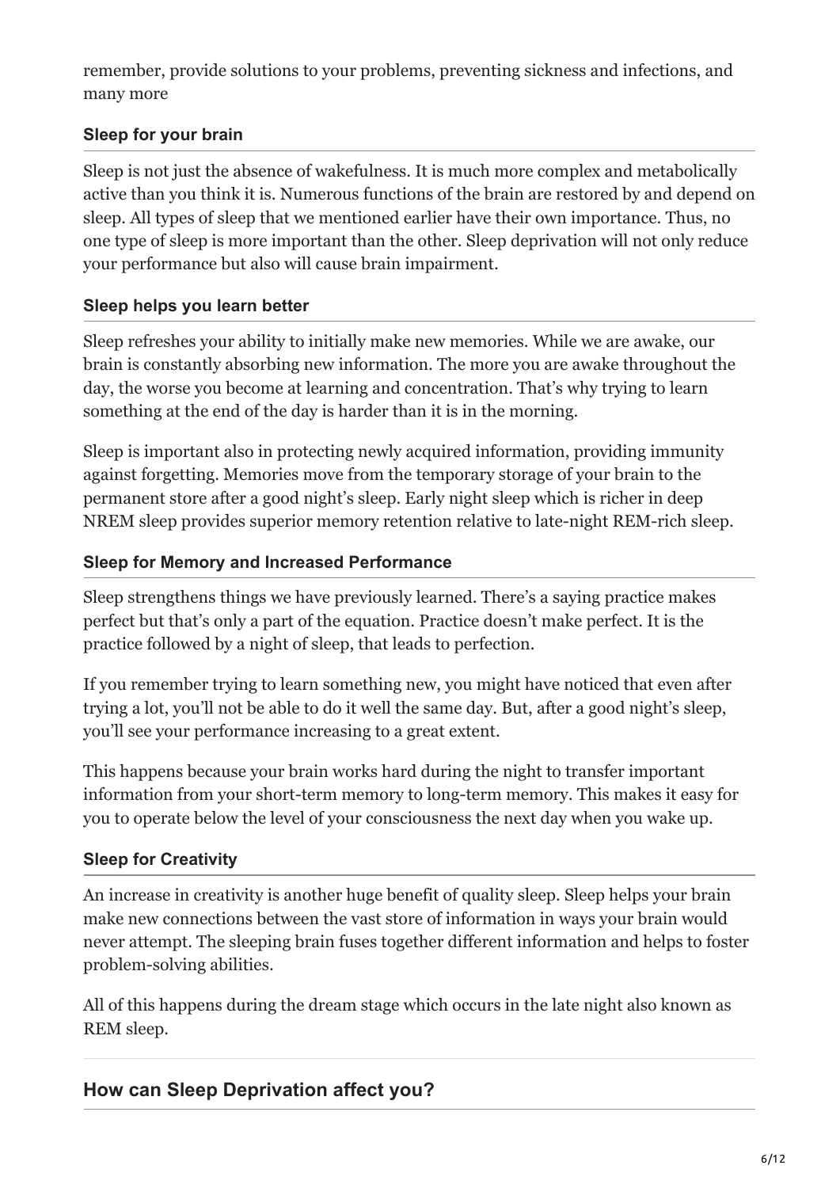remember, provide solutions to your problems, preventing sickness and infections, and many more

### Sleep for your brain

Sleep is not just the absence of wakefulness. It is much more complex and metabolically active than you think it is. Numerous functions of the brain are restored by and depend on sleep. All types of sleep that we mentioned earlier have their own importance. Thus, no one type of sleep is more important than the other. Sleep deprivation will not only reduce your performance but also will cause brain impairment.

### Sleep helps you learn better

Sleep refreshes your ability to initially make new memories. While we are awake, our brain is constantly absorbing new information. The more you are awake throughout the day, the worse you become at learning and concentration. That's why trying to learn something at the end of the day is harder than it is in the morning.

Sleep is important also in protecting newly acquired information, providing immunity against forgetting. Memories move from the temporary storage of your brain to the permanent store after a good night's sleep. Early night sleep which is richer in deep NREM sleep provides superior memory retention relative to late-night REM-rich sleep.

### Sleep for Memory and Increased Performance

Sleep strengthens things we have previously learned. There's a saying practice makes perfect but that's only a part of the equation. Practice doesn't make perfect. It is the practice followed by a night of sleep, that leads to perfection.

If you remember trying to learn something new, you might have noticed that even after trying a lot, you'll not be able to do it well the same day. But, after a good night's sleep, you'll see your performance increasing to a great extent.

This happens because your brain works hard during the night to transfer important information from your short-term memory to long-term memory. This makes it easy for you to operate below the level of your consciousness the next day when you wake up.

### Sleep for Creativity

An increase in creativity is another huge benefit of quality sleep. Sleep helps your brain make new connections between the vast store of information in ways your brain would never attempt. The sleeping brain fuses together different information and helps to foster problem-solving abilities.

All of this happens during the dream stage which occurs in the late night also known as REM sleep.

## How can Sleep Deprivation affect you?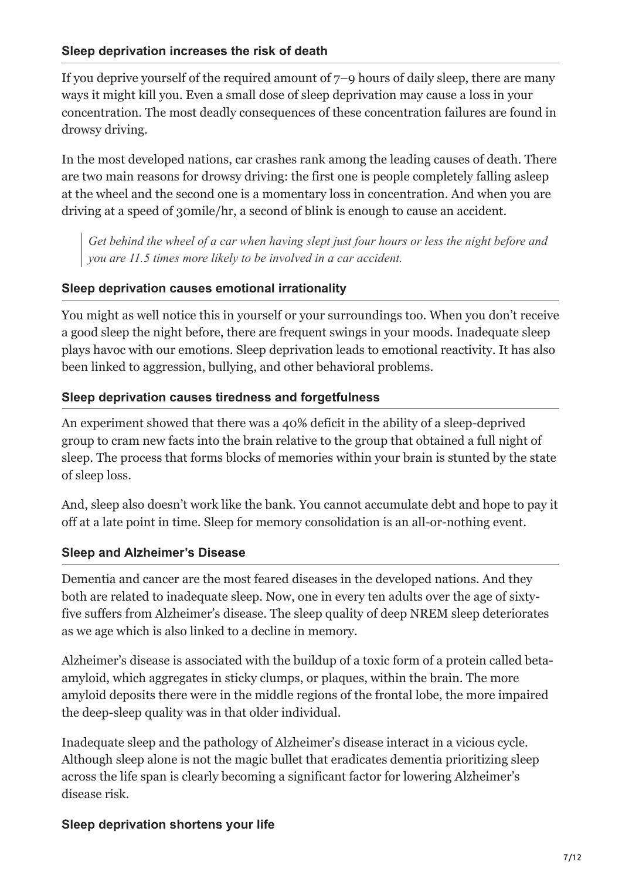### Sleep deprivation increases the risk of death

If you deprive yourself of the required amount of 7–9 hours of daily sleep, there are many ways it might kill you. Even a small dose of sleep deprivation may cause a loss in your concentration. The most deadly consequences of these concentration failures are found in drowsy driving.

In the most developed nations, car crashes rank among the leading causes of death. There are two main reasons for drowsy driving: the first one is people completely falling asleep at the wheel and the second one is a momentary loss in concentration. And when you are driving at a speed of 30mile/hr, a second of blink is enough to cause an accident.

> *Get behind the wheel of a car when having slept just four hours or less the night before and you are 11.5 times more likely to be involved in a car accident.*

### Sleep deprivation causes emotional irrationality

You might as well notice this in yourself or your surroundings too. When you don't receive a good sleep the night before, there are frequent swings in your moods. Inadequate sleep plays havoc with our emotions. Sleep deprivation leads to emotional reactivity. It has also been linked to aggression, bullying, and other behavioral problems.

### Sleep deprivation causes tiredness and forgetfulness

An experiment showed that there was a 40% deficit in the ability of a sleep-deprived group to cram new facts into the brain relative to the group that obtained a full night of sleep. The process that forms blocks of memories within your brain is stunted by the state of sleep loss.

And, sleep also doesn't work like the bank. You cannot accumulate debt and hope to pay it off at a late point in time. Sleep for memory consolidation is an all-or-nothing event.

### Sleep and Alzheimer's Disease

Dementia and cancer are the most feared diseases in the developed nations. And they both are related to inadequate sleep. Now, one in every ten adults over the age of sixty-five suffers from Alzheimer's disease. The sleep quality of deep NREM sleep deteriorates as we age which is also linked to a decline in memory.

Alzheimer's disease is associated with the buildup of a toxic form of a protein called beta-amyloid, which aggregates in sticky clumps, or plaques, within the brain. The more amyloid deposits there were in the middle regions of the frontal lobe, the more impaired the deep-sleep quality was in that older individual.

Inadequate sleep and the pathology of Alzheimer's disease interact in a vicious cycle. Although sleep alone is not the magic bullet that eradicates dementia prioritizing sleep across the life span is clearly becoming a significant factor for lowering Alzheimer's disease risk.

### Sleep deprivation shortens your life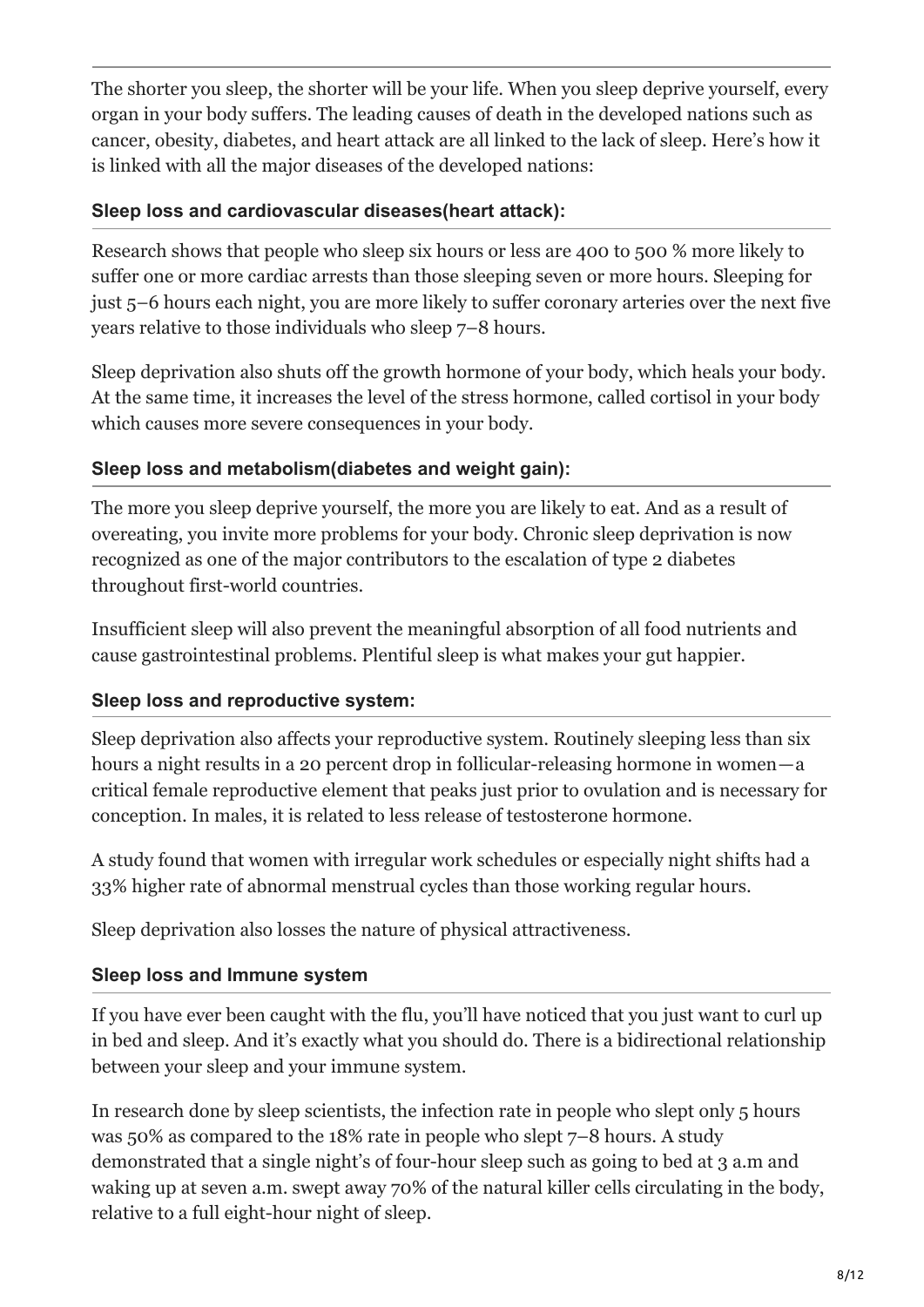The shorter you sleep, the shorter will be your life. When you sleep deprive yourself, every organ in your body suffers. The leading causes of death in the developed nations such as cancer, obesity, diabetes, and heart attack are all linked to the lack of sleep. Here's how it is linked with all the major diseases of the developed nations:

### Sleep loss and cardiovascular diseases(heart attack):

Research shows that people who sleep six hours or less are 400 to 500 % more likely to suffer one or more cardiac arrests than those sleeping seven or more hours. Sleeping for just 5–6 hours each night, you are more likely to suffer coronary arteries over the next five years relative to those individuals who sleep 7–8 hours.

Sleep deprivation also shuts off the growth hormone of your body, which heals your body. At the same time, it increases the level of the stress hormone, called cortisol in your body which causes more severe consequences in your body.

### Sleep loss and metabolism(diabetes and weight gain):

The more you sleep deprive yourself, the more you are likely to eat. And as a result of overeating, you invite more problems for your body. Chronic sleep deprivation is now recognized as one of the major contributors to the escalation of type 2 diabetes throughout first-world countries.

Insufficient sleep will also prevent the meaningful absorption of all food nutrients and cause gastrointestinal problems. Plentiful sleep is what makes your gut happier.

### Sleep loss and reproductive system:

Sleep deprivation also affects your reproductive system. Routinely sleeping less than six hours a night results in a 20 percent drop in follicular-releasing hormone in women—a critical female reproductive element that peaks just prior to ovulation and is necessary for conception. In males, it is related to less release of testosterone hormone.

A study found that women with irregular work schedules or especially night shifts had a 33% higher rate of abnormal menstrual cycles than those working regular hours.

Sleep deprivation also losses the nature of physical attractiveness.

### Sleep loss and Immune system

If you have ever been caught with the flu, you'll have noticed that you just want to curl up in bed and sleep. And it's exactly what you should do. There is a bidirectional relationship between your sleep and your immune system.

In research done by sleep scientists, the infection rate in people who slept only 5 hours was 50% as compared to the 18% rate in people who slept 7–8 hours. A study demonstrated that a single night's of four-hour sleep such as going to bed at 3 a.m and waking up at seven a.m. swept away 70% of the natural killer cells circulating in the body, relative to a full eight-hour night of sleep.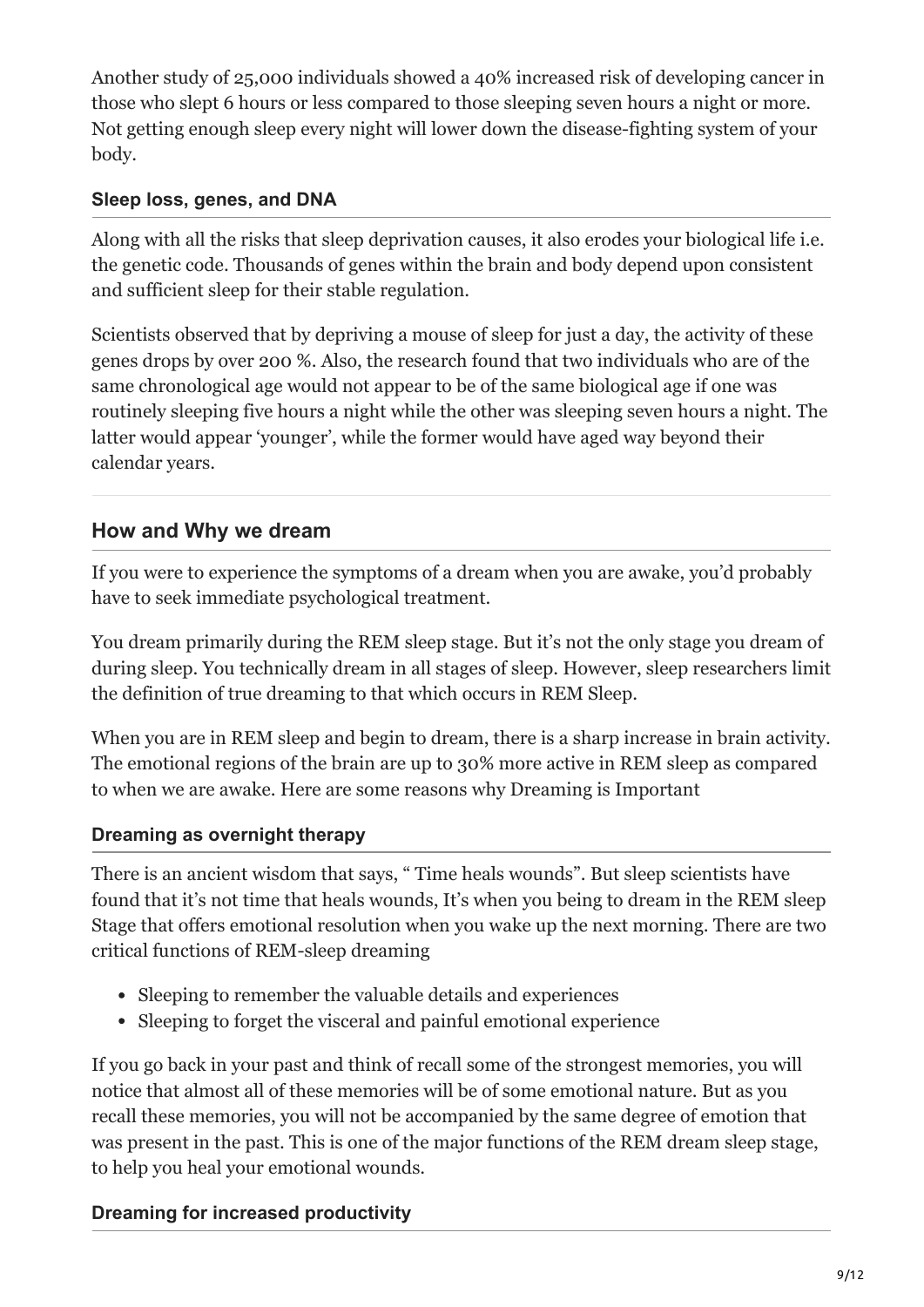Another study of 25,000 individuals showed a 40% increased risk of developing cancer in those who slept 6 hours or less compared to those sleeping seven hours a night or more. Not getting enough sleep every night will lower down the disease-fighting system of your body.

### Sleep loss, genes, and DNA

Along with all the risks that sleep deprivation causes, it also erodes your biological life i.e. the genetic code. Thousands of genes within the brain and body depend upon consistent and sufficient sleep for their stable regulation.

Scientists observed that by depriving a mouse of sleep for just a day, the activity of these genes drops by over 200 %. Also, the research found that two individuals who are of the same chronological age would not appear to be of the same biological age if one was routinely sleeping five hours a night while the other was sleeping seven hours a night. The latter would appear 'younger', while the former would have aged way beyond their calendar years.

## How and Why we dream

If you were to experience the symptoms of a dream when you are awake, you'd probably have to seek immediate psychological treatment.

You dream primarily during the REM sleep stage. But it's not the only stage you dream of during sleep. You technically dream in all stages of sleep. However, sleep researchers limit the definition of true dreaming to that which occurs in REM Sleep.

When you are in REM sleep and begin to dream, there is a sharp increase in brain activity. The emotional regions of the brain are up to 30% more active in REM sleep as compared to when we are awake. Here are some reasons why Dreaming is Important

### Dreaming as overnight therapy

There is an ancient wisdom that says, " Time heals wounds". But sleep scientists have found that it's not time that heals wounds, It's when you being to dream in the REM sleep Stage that offers emotional resolution when you wake up the next morning. There are two critical functions of REM-sleep dreaming

- Sleeping to remember the valuable details and experiences
- Sleeping to forget the visceral and painful emotional experience

If you go back in your past and think of recall some of the strongest memories, you will notice that almost all of these memories will be of some emotional nature. But as you recall these memories, you will not be accompanied by the same degree of emotion that was present in the past. This is one of the major functions of the REM dream sleep stage, to help you heal your emotional wounds.

### Dreaming for increased productivity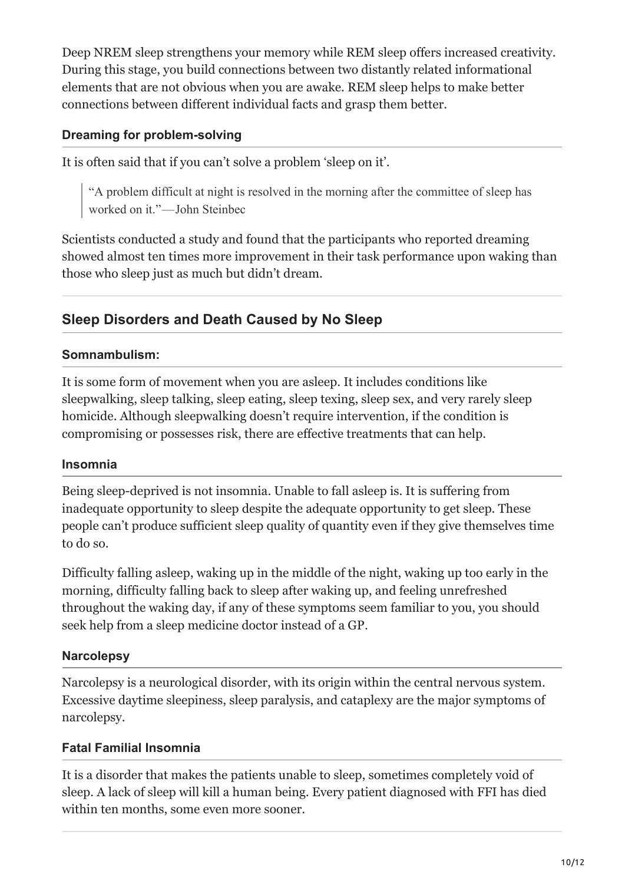Deep NREM sleep strengthens your memory while REM sleep offers increased creativity. During this stage, you build connections between two distantly related informational elements that are not obvious when you are awake. REM sleep helps to make better connections between different individual facts and grasp them better.

#### Dreaming for problem-solving

It is often said that if you can't solve a problem 'sleep on it'.

> "A problem difficult at night is resolved in the morning after the committee of sleep has worked on it."—John Steinbec

Scientists conducted a study and found that the participants who reported dreaming showed almost ten times more improvement in their task performance upon waking than those who sleep just as much but didn't dream.

---

### Sleep Disorders and Death Caused by No Sleep

#### Somnambulism:

It is some form of movement when you are asleep. It includes conditions like sleepwalking, sleep talking, sleep eating, sleep texing, sleep sex, and very rarely sleep homicide. Although sleepwalking doesn't require intervention, if the condition is compromising or possesses risk, there are effective treatments that can help.

#### Insomnia

Being sleep-deprived is not insomnia. Unable to fall asleep is. It is suffering from inadequate opportunity to sleep despite the adequate opportunity to get sleep. These people can't produce sufficient sleep quality of quantity even if they give themselves time to do so.

Difficulty falling asleep, waking up in the middle of the night, waking up too early in the morning, difficulty falling back to sleep after waking up, and feeling unrefreshed throughout the waking day, if any of these symptoms seem familiar to you, you should seek help from a sleep medicine doctor instead of a GP.

#### Narcolepsy

Narcolepsy is a neurological disorder, with its origin within the central nervous system. Excessive daytime sleepiness, sleep paralysis, and cataplexy are the major symptoms of narcolepsy.

#### Fatal Familial Insomnia

It is a disorder that makes the patients unable to sleep, sometimes completely void of sleep. A lack of sleep will kill a human being. Every patient diagnosed with FFI has died within ten months, some even more sooner.

---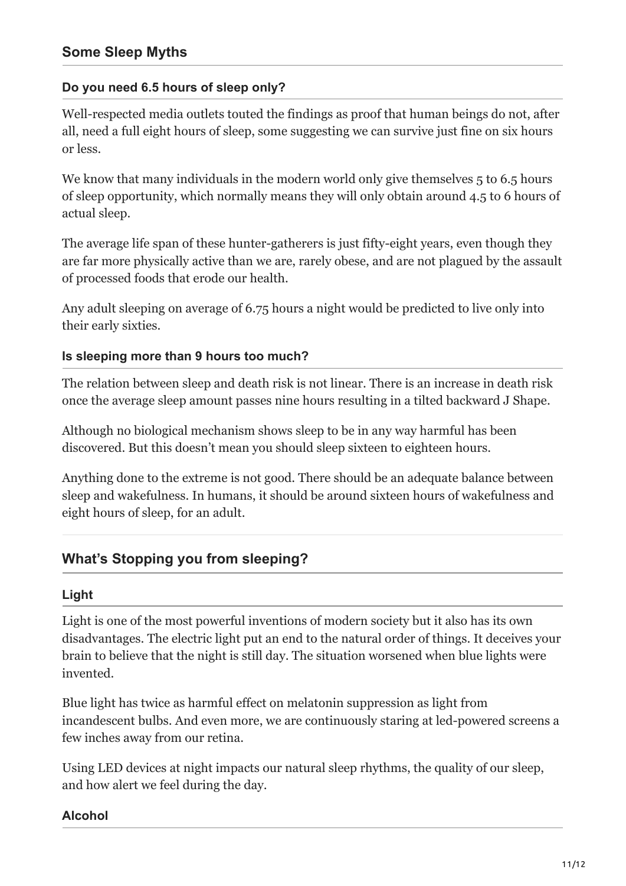## Some Sleep Myths

### Do you need 6.5 hours of sleep only?

Well-respected media outlets touted the findings as proof that human beings do not, after all, need a full eight hours of sleep, some suggesting we can survive just fine on six hours or less.

We know that many individuals in the modern world only give themselves 5 to 6.5 hours of sleep opportunity, which normally means they will only obtain around 4.5 to 6 hours of actual sleep.

The average life span of these hunter-gatherers is just fifty-eight years, even though they are far more physically active than we are, rarely obese, and are not plagued by the assault of processed foods that erode our health.

Any adult sleeping on average of 6.75 hours a night would be predicted to live only into their early sixties.

### Is sleeping more than 9 hours too much?

The relation between sleep and death risk is not linear. There is an increase in death risk once the average sleep amount passes nine hours resulting in a tilted backward J Shape.

Although no biological mechanism shows sleep to be in any way harmful has been discovered. But this doesn't mean you should sleep sixteen to eighteen hours.

Anything done to the extreme is not good. There should be an adequate balance between sleep and wakefulness. In humans, it should be around sixteen hours of wakefulness and eight hours of sleep, for an adult.

## What's Stopping you from sleeping?

### Light

Light is one of the most powerful inventions of modern society but it also has its own disadvantages. The electric light put an end to the natural order of things. It deceives your brain to believe that the night is still day. The situation worsened when blue lights were invented.

Blue light has twice as harmful effect on melatonin suppression as light from incandescent bulbs. And even more, we are continuously staring at led-powered screens a few inches away from our retina.

Using LED devices at night impacts our natural sleep rhythms, the quality of our sleep, and how alert we feel during the day.

### Alcohol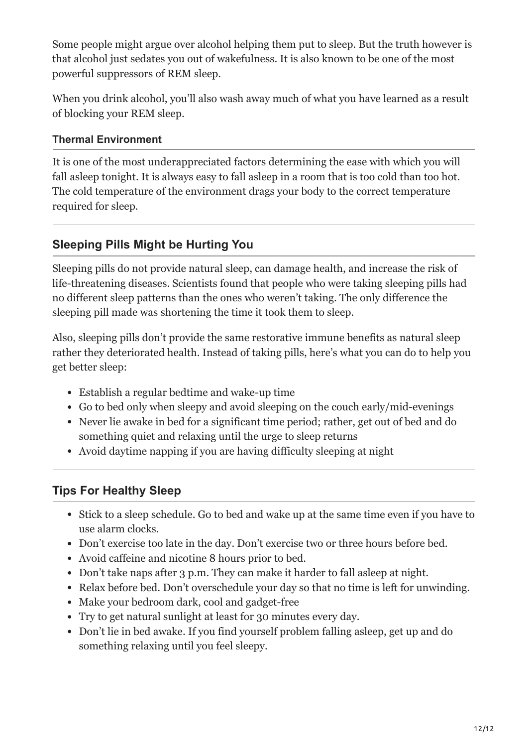Some people might argue over alcohol helping them put to sleep. But the truth however is that alcohol just sedates you out of wakefulness. It is also known to be one of the most powerful suppressors of REM sleep.

When you drink alcohol, you'll also wash away much of what you have learned as a result of blocking your REM sleep.

### Thermal Environment

It is one of the most underappreciated factors determining the ease with which you will fall asleep tonight. It is always easy to fall asleep in a room that is too cold than too hot. The cold temperature of the environment drags your body to the correct temperature required for sleep.

## Sleeping Pills Might be Hurting You

Sleeping pills do not provide natural sleep, can damage health, and increase the risk of life-threatening diseases. Scientists found that people who were taking sleeping pills had no different sleep patterns than the ones who weren't taking. The only difference the sleeping pill made was shortening the time it took them to sleep.

Also, sleeping pills don't provide the same restorative immune benefits as natural sleep rather they deteriorated health. Instead of taking pills, here's what you can do to help you get better sleep:

- Establish a regular bedtime and wake-up time
- Go to bed only when sleepy and avoid sleeping on the couch early/mid-evenings
- Never lie awake in bed for a significant time period; rather, get out of bed and do something quiet and relaxing until the urge to sleep returns
- Avoid daytime napping if you are having difficulty sleeping at night

## Tips For Healthy Sleep

- Stick to a sleep schedule. Go to bed and wake up at the same time even if you have to use alarm clocks.
- Don't exercise too late in the day. Don't exercise two or three hours before bed.
- Avoid caffeine and nicotine 8 hours prior to bed.
- Don't take naps after 3 p.m. They can make it harder to fall asleep at night.
- Relax before bed. Don't overschedule your day so that no time is left for unwinding.
- Make your bedroom dark, cool and gadget-free
- Try to get natural sunlight at least for 30 minutes every day.
- Don't lie in bed awake. If you find yourself problem falling asleep, get up and do something relaxing until you feel sleepy.